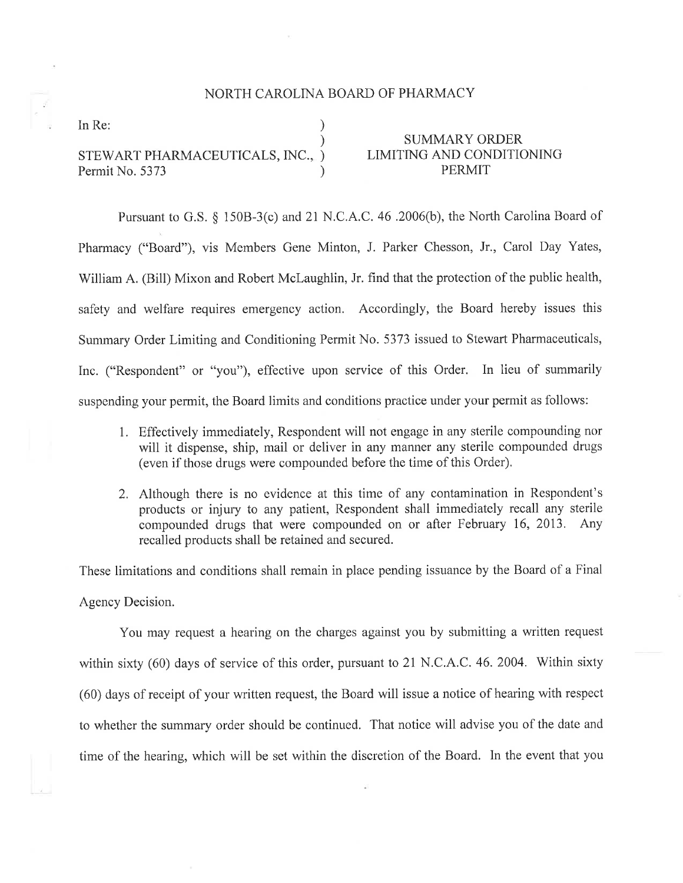# NORTH CAROLINA BOARD OF PHARMACY

| | | |
|---|---|---|
| In Re: | ) | |
| | ) | SUMMARY ORDER |
| STEWART PHARMACEUTICALS, INC., | ) | LIMITING AND CONDITIONING |
| Permit No. 5373 | ) | PERMIT |

Pursuant to G.S. § 150B-3(c) and 21 N.C.A.C. 46 .2006(b), the North Carolina Board of Pharmacy ("Board"), vis Members Gene Minton, J. Parker Chesson, Jr., Carol Day Yates, William A. (Bill) Mixon and Robert McLaughlin, Jr. find that the protection of the public health, safety and welfare requires emergency action. Accordingly, the Board hereby issues this Summary Order Limiting and Conditioning Permit No. 5373 issued to Stewart Pharmaceuticals, Inc. ("Respondent" or "you"), effective upon service of this Order. In lieu of summarily suspending your permit, the Board limits and conditions practice under your permit as follows:

1. Effectively immediately, Respondent will not engage in any sterile compounding nor will it dispense, ship, mail or deliver in any manner any sterile compounded drugs (even if those drugs were compounded before the time of this Order).

2. Although there is no evidence at this time of any contamination in Respondent's products or injury to any patient, Respondent shall immediately recall any sterile compounded drugs that were compounded on or after February 16, 2013. Any recalled products shall be retained and secured.

These limitations and conditions shall remain in place pending issuance by the Board of a Final Agency Decision.

You may request a hearing on the charges against you by submitting a written request within sixty (60) days of service of this order, pursuant to 21 N.C.A.C. 46. 2004. Within sixty (60) days of receipt of your written request, the Board will issue a notice of hearing with respect to whether the summary order should be continued. That notice will advise you of the date and time of the hearing, which will be set within the discretion of the Board. In the event that you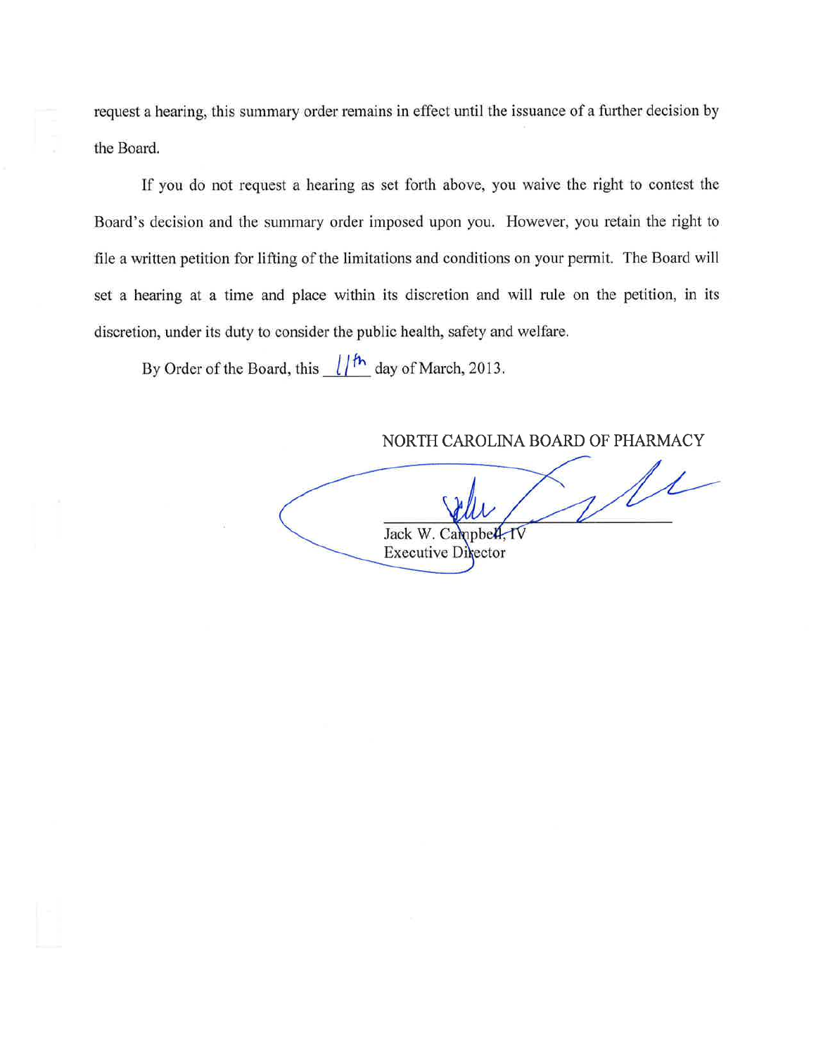request a hearing, this summary order remains in effect until the issuance of a further decision by the Board.

If you do not request a hearing as set forth above, you waive the right to contest the Board's decision and the summary order imposed upon you. However, you retain the right to file a written petition for lifting of the limitations and conditions on your permit. The Board will set a hearing at a time and place within its discretion and will rule on the petition, in its discretion, under its duty to consider the public health, safety and welfare.

By Order of the Board, this 11th day of March, 2013.

NORTH CAROLINA BOARD OF PHARMACY

Jack W. Campbell, IV
Executive Director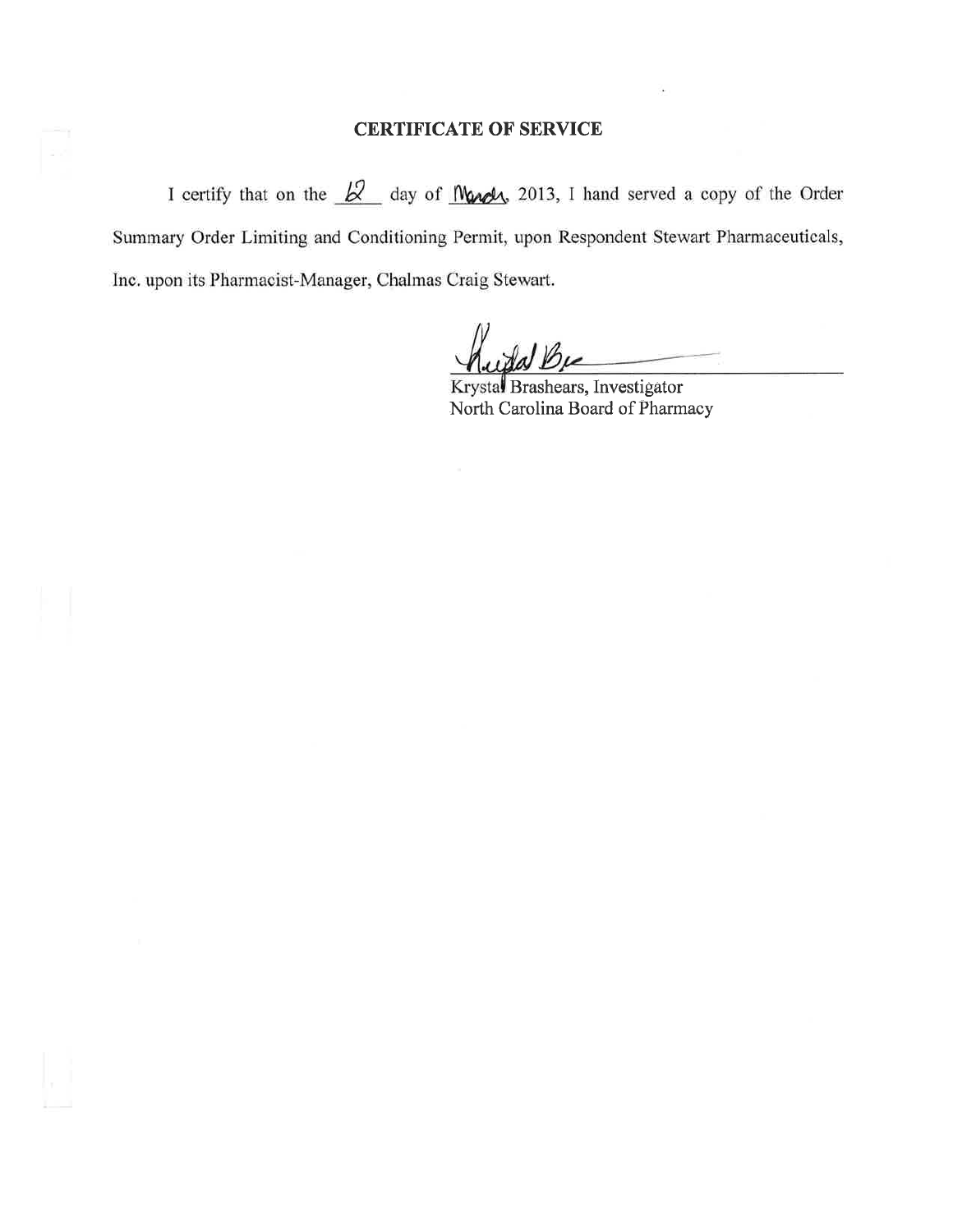## CERTIFICATE OF SERVICE

I certify that on the 12 day of March, 2013, I hand served a copy of the Order Summary Order Limiting and Conditioning Permit, upon Respondent Stewart Pharmaceuticals, Inc. upon its Pharmacist-Manager, Chalmas Craig Stewart.

Krystal Brashears, Investigator
North Carolina Board of Pharmacy